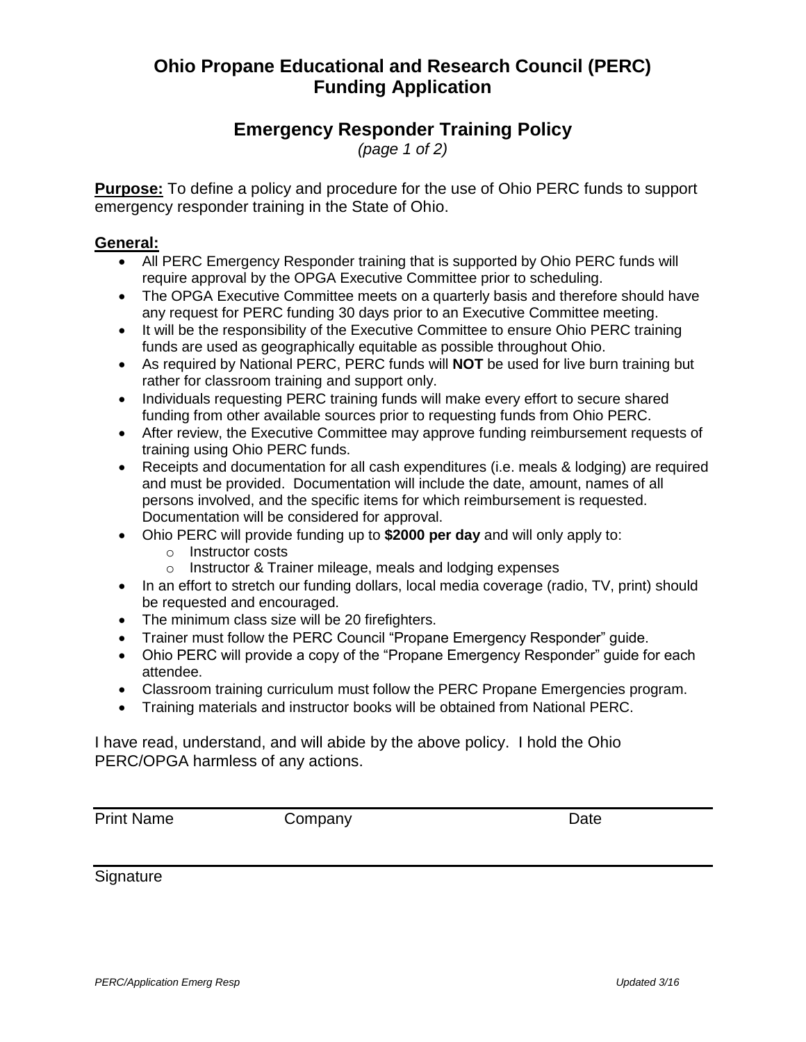# Ohio Propane Educational and Research Council (PERC) Funding Application

## Emergency Responder Training Policy

*(page 1 of 2)*

**Purpose:** To define a policy and procedure for the use of Ohio PERC funds to support emergency responder training in the State of Ohio.

**General:**

- All PERC Emergency Responder training that is supported by Ohio PERC funds will require approval by the OPGA Executive Committee prior to scheduling.
- The OPGA Executive Committee meets on a quarterly basis and therefore should have any request for PERC funding 30 days prior to an Executive Committee meeting.
- It will be the responsibility of the Executive Committee to ensure Ohio PERC training funds are used as geographically equitable as possible throughout Ohio.
- As required by National PERC, PERC funds will **NOT** be used for live burn training but rather for classroom training and support only.
- Individuals requesting PERC training funds will make every effort to secure shared funding from other available sources prior to requesting funds from Ohio PERC.
- After review, the Executive Committee may approve funding reimbursement requests of training using Ohio PERC funds.
- Receipts and documentation for all cash expenditures (i.e. meals & lodging) are required and must be provided. Documentation will include the date, amount, names of all persons involved, and the specific items for which reimbursement is requested. Documentation will be considered for approval.
- Ohio PERC will provide funding up to **$2000 per day** and will only apply to:
  - Instructor costs
  - Instructor & Trainer mileage, meals and lodging expenses
- In an effort to stretch our funding dollars, local media coverage (radio, TV, print) should be requested and encouraged.
- The minimum class size will be 20 firefighters.
- Trainer must follow the PERC Council "Propane Emergency Responder" guide.
- Ohio PERC will provide a copy of the "Propane Emergency Responder" guide for each attendee.
- Classroom training curriculum must follow the PERC Propane Emergencies program.
- Training materials and instructor books will be obtained from National PERC.

I have read, understand, and will abide by the above policy. I hold the Ohio PERC/OPGA harmless of any actions.

Print Name Company Date

Signature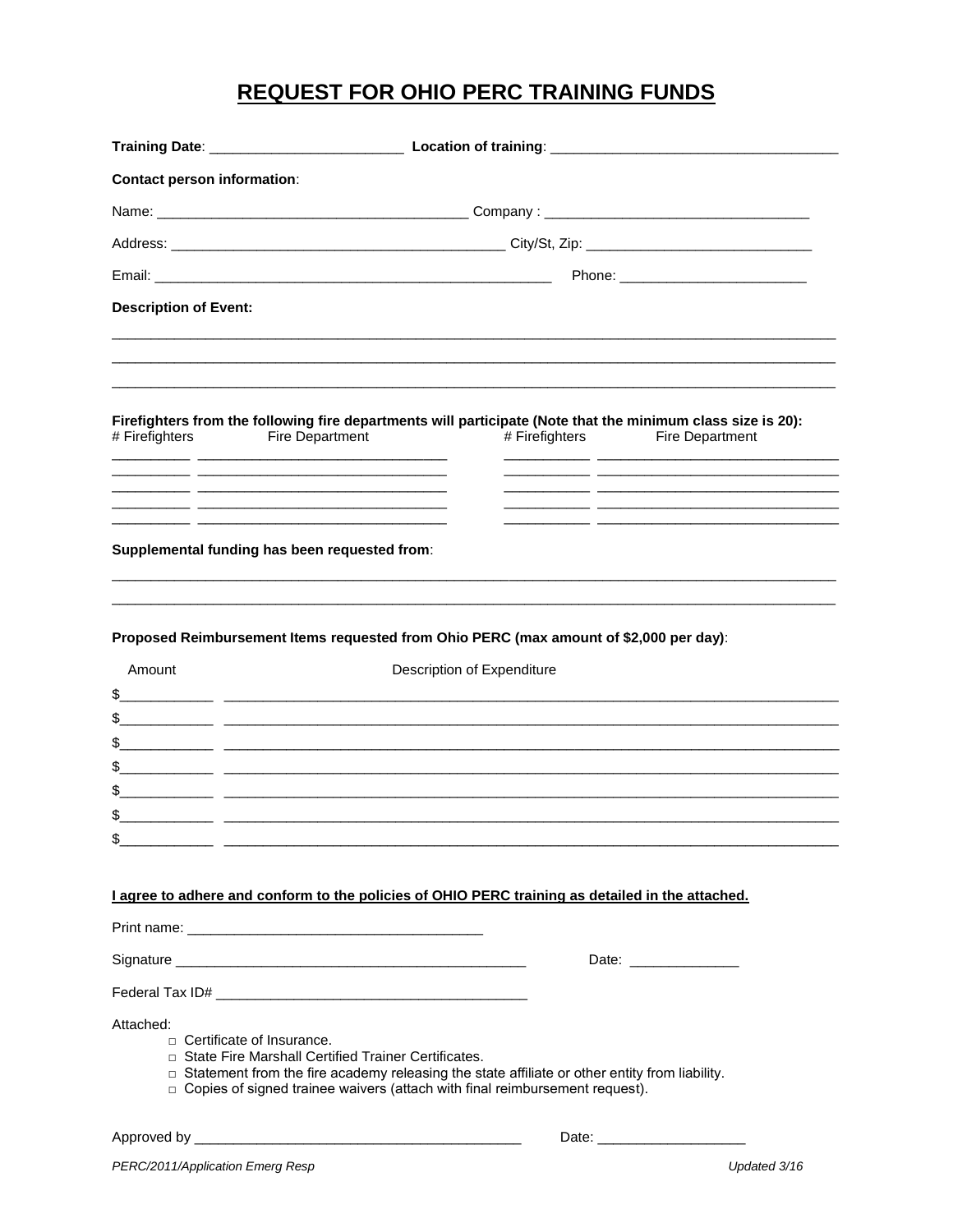# REQUEST FOR OHIO PERC TRAINING FUNDS

**Training Date**: ________________________ **Location of training**: ____________________________________

**Contact person information**:

Name: ______________________________________ Company : ________________________________

Address: ___________________________________________ City/St, Zip: ____________________________

Email: ______________________________________________ Phone: ________________________

**Description of Event:**

_______________________________________________________________________________________________

_______________________________________________________________________________________________

_______________________________________________________________________________________________

**Firefighters from the following fire departments will participate (Note that the minimum class size is 20):**

| # Firefighters | Fire Department | # Firefighters | Fire Department |
|---|---|---|---|
| | | | |
| | | | |
| | | | |
| | | | |
| | | | |

**Supplemental funding has been requested from**:

_______________________________________________________________________________________________

_______________________________________________________________________________________________

**Proposed Reimbursement Items requested from Ohio PERC (max amount of $2,000 per day)**:

| Amount | Description of Expenditure |
|---|---|
| $ | |
| $ | |
| $ | |
| $ | |
| $ | |
| $ | |
| $ | |

**I agree to adhere and conform to the policies of OHIO PERC training as detailed in the attached.**

Print name: ______________________________________

Signature ______________________________________________ Date: ______________

Federal Tax ID# _______________________________________

Attached:

- □ Certificate of Insurance.
- □ State Fire Marshall Certified Trainer Certificates.
- □ Statement from the fire academy releasing the state affiliate or other entity from liability.
- □ Copies of signed trainee waivers (attach with final reimbursement request).

Approved by __________________________________________ Date: ___________________

*PERC/2011/Application Emerg Resp* *Updated 3/16*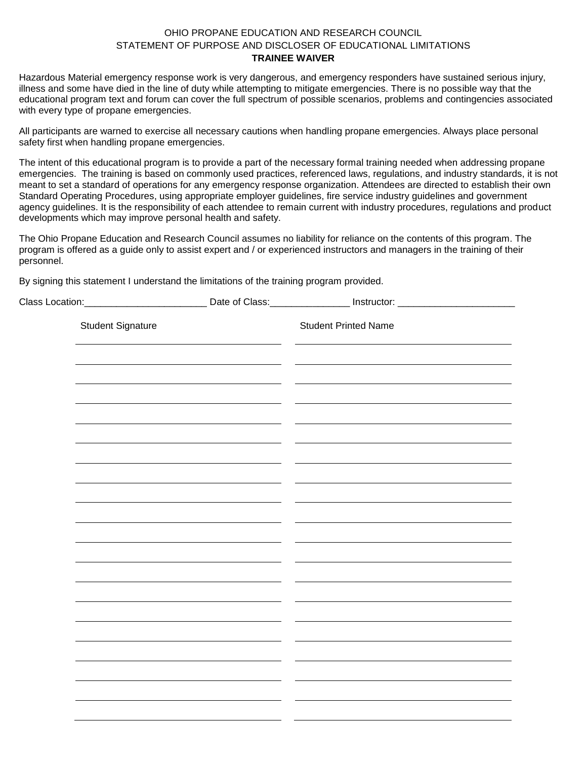OHIO PROPANE EDUCATION AND RESEARCH COUNCIL

STATEMENT OF PURPOSE AND DISCLOSER OF EDUCATIONAL LIMITATIONS

**TRAINEE WAIVER**

Hazardous Material emergency response work is very dangerous, and emergency responders have sustained serious injury, illness and some have died in the line of duty while attempting to mitigate emergencies. There is no possible way that the educational program text and forum can cover the full spectrum of possible scenarios, problems and contingencies associated with every type of propane emergencies.

All participants are warned to exercise all necessary cautions when handling propane emergencies. Always place personal safety first when handling propane emergencies.

The intent of this educational program is to provide a part of the necessary formal training needed when addressing propane emergencies. The training is based on commonly used practices, referenced laws, regulations, and industry standards, it is not meant to set a standard of operations for any emergency response organization. Attendees are directed to establish their own Standard Operating Procedures, using appropriate employer guidelines, fire service industry guidelines and government agency guidelines. It is the responsibility of each attendee to remain current with industry procedures, regulations and product developments which may improve personal health and safety.

The Ohio Propane Education and Research Council assumes no liability for reliance on the contents of this program. The program is offered as a guide only to assist expert and / or experienced instructors and managers in the training of their personnel.

By signing this statement I understand the limitations of the training program provided.

Class Location:_______________________ Date of Class:_______________ Instructor: ______________________

| Student Signature | Student Printed Name |
| --- | --- |
| | |
| | |
| | |
| | |
| | |
| | |
| | |
| | |
| | |
| | |
| | |
| | |
| | |
| | |
| | |
| | |
| | |
| | |
| | |
| | |